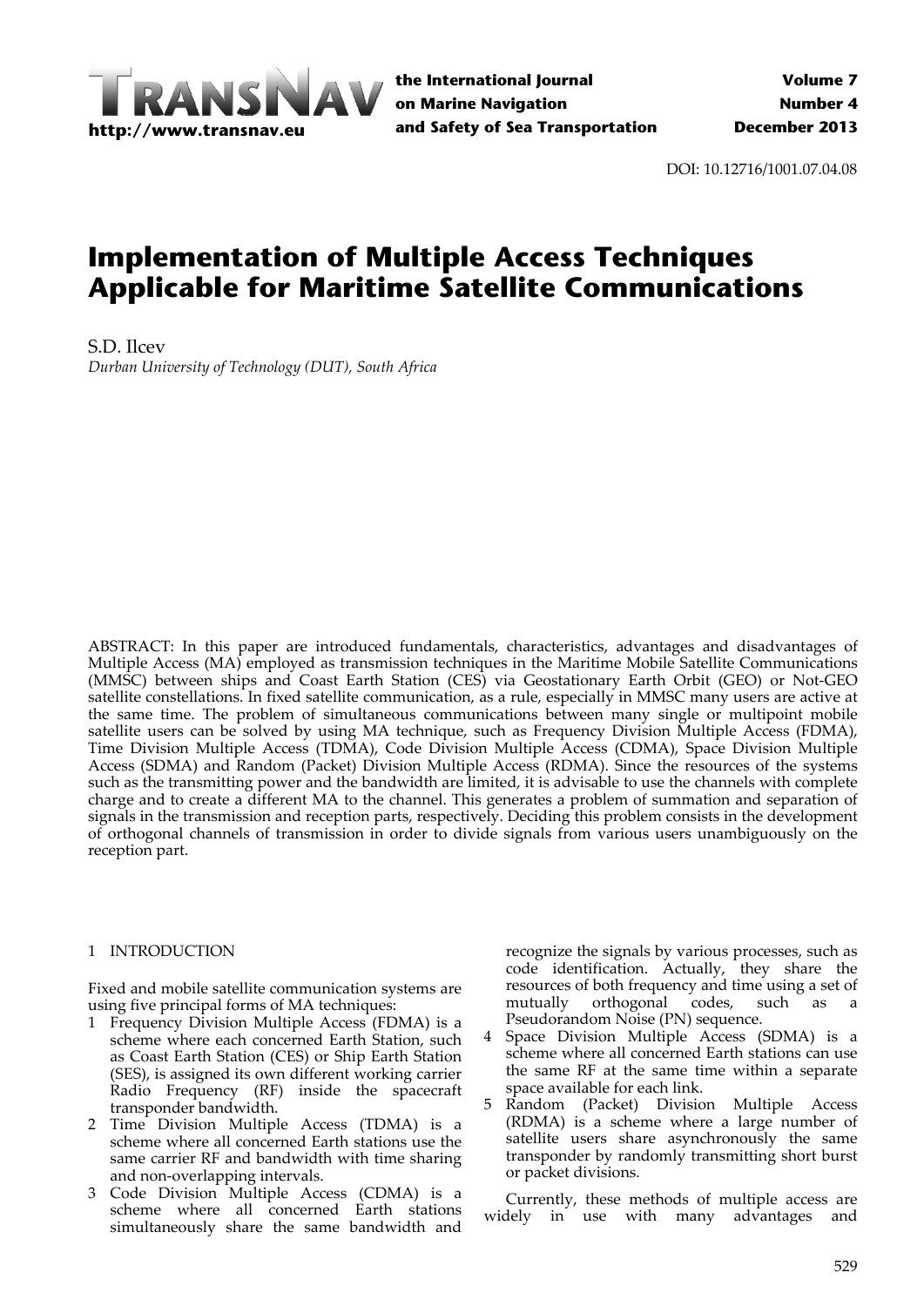DOI: 10.12716/1001.07.04.08

# Implementation of Multiple Access Techniques Applicable for Maritime Satellite Communications

S.D. Ilcev

*Durban University of Technology (DUT), South Africa*

ABSTRACT: In this paper are introduced fundamentals, characteristics, advantages and disadvantages of Multiple Access (MA) employed as transmission techniques in the Maritime Mobile Satellite Communications (MMSC) between ships and Coast Earth Station (CES) via Geostationary Earth Orbit (GEO) or Not-GEO satellite constellations. In fixed satellite communication, as a rule, especially in MMSC many users are active at the same time. The problem of simultaneous communications between many single or multipoint mobile satellite users can be solved by using MA technique, such as Frequency Division Multiple Access (FDMA), Time Division Multiple Access (TDMA), Code Division Multiple Access (CDMA), Space Division Multiple Access (SDMA) and Random (Packet) Division Multiple Access (RDMA). Since the resources of the systems such as the transmitting power and the bandwidth are limited, it is advisable to use the channels with complete charge and to create a different MA to the channel. This generates a problem of summation and separation of signals in the transmission and reception parts, respectively. Deciding this problem consists in the development of orthogonal channels of transmission in order to divide signals from various users unambiguously on the reception part.

## 1 INTRODUCTION

Fixed and mobile satellite communication systems are using five principal forms of MA techniques:

1. Frequency Division Multiple Access (FDMA) is a scheme where each concerned Earth Station, such as Coast Earth Station (CES) or Ship Earth Station (SES), is assigned its own different working carrier Radio Frequency (RF) inside the spacecraft transponder bandwidth.
2. Time Division Multiple Access (TDMA) is a scheme where all concerned Earth stations use the same carrier RF and bandwidth with time sharing and non-overlapping intervals.
3. Code Division Multiple Access (CDMA) is a scheme where all concerned Earth stations simultaneously share the same bandwidth and recognize the signals by various processes, such as code identification. Actually, they share the resources of both frequency and time using a set of mutually orthogonal codes, such as a Pseudorandom Noise (PN) sequence.
4. Space Division Multiple Access (SDMA) is a scheme where all concerned Earth stations can use the same RF at the same time within a separate space available for each link.
5. Random (Packet) Division Multiple Access (RDMA) is a scheme where a large number of satellite users share asynchronously the same transponder by randomly transmitting short burst or packet divisions.

Currently, these methods of multiple access are widely in use with many advantages and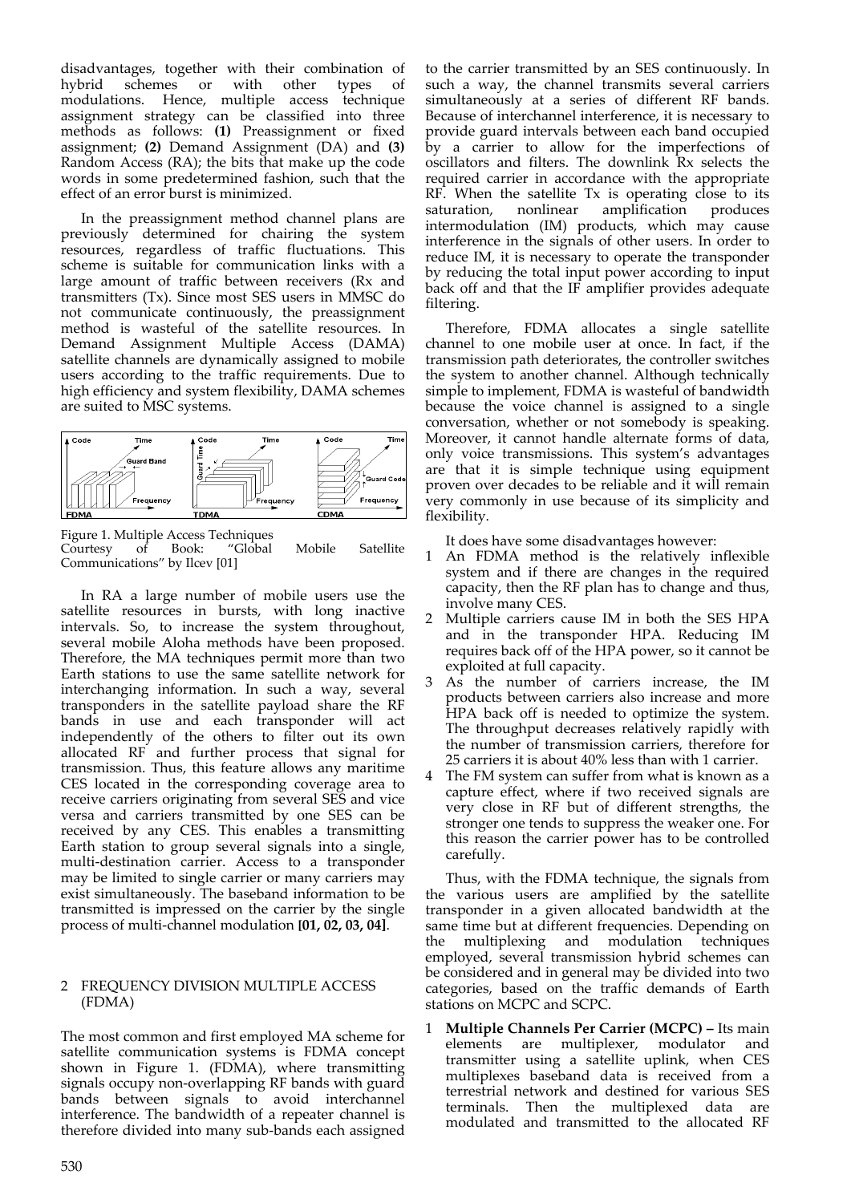disadvantages, together with their combination of hybrid schemes or with other types of modulations. Hence, multiple access technique assignment strategy can be classified into three methods as follows: **(1)** Preassignment or fixed assignment; **(2)** Demand Assignment (DA) and **(3)** Random Access (RA); the bits that make up the code words in some predetermined fashion, such that the effect of an error burst is minimized.

In the preassignment method channel plans are previously determined for chairing the system resources, regardless of traffic fluctuations. This scheme is suitable for communication links with a large amount of traffic between receivers (Rx and transmitters (Tx). Since most SES users in MMSC do not communicate continuously, the preassignment method is wasteful of the satellite resources. In Demand Assignment Multiple Access (DAMA) satellite channels are dynamically assigned to mobile users according to the traffic requirements. Due to high efficiency and system flexibility, DAMA schemes are suited to MSC systems.

Figure 1. Multiple Access Techniques
Courtesy of Book: "Global Mobile Satellite Communications" by Ilcev [01]

In RA a large number of mobile users use the satellite resources in bursts, with long inactive intervals. So, to increase the system throughout, several mobile Aloha methods have been proposed. Therefore, the MA techniques permit more than two Earth stations to use the same satellite network for interchanging information. In such a way, several transponders in the satellite payload share the RF bands in use and each transponder will act independently of the others to filter out its own allocated RF and further process that signal for transmission. Thus, this feature allows any maritime CES located in the corresponding coverage area to receive carriers originating from several SES and vice versa and carriers transmitted by one SES can be received by any CES. This enables a transmitting Earth station to group several signals into a single, multi-destination carrier. Access to a transponder may be limited to single carrier or many carriers may exist simultaneously. The baseband information to be transmitted is impressed on the carrier by the single process of multi-channel modulation **[01, 02, 03, 04]**.

## 2 FREQUENCY DIVISION MULTIPLE ACCESS (FDMA)

The most common and first employed MA scheme for satellite communication systems is FDMA concept shown in Figure 1. (FDMA), where transmitting signals occupy non-overlapping RF bands with guard bands between signals to avoid interchannel interference. The bandwidth of a repeater channel is therefore divided into many sub-bands each assigned to the carrier transmitted by an SES continuously. In such a way, the channel transmits several carriers simultaneously at a series of different RF bands. Because of interchannel interference, it is necessary to provide guard intervals between each band occupied by a carrier to allow for the imperfections of oscillators and filters. The downlink Rx selects the required carrier in accordance with the appropriate RF. When the satellite Tx is operating close to its saturation, nonlinear amplification produces intermodulation (IM) products, which may cause interference in the signals of other users. In order to reduce IM, it is necessary to operate the transponder by reducing the total input power according to input back off and that the IF amplifier provides adequate filtering.

Therefore, FDMA allocates a single satellite channel to one mobile user at once. In fact, if the transmission path deteriorates, the controller switches the system to another channel. Although technically simple to implement, FDMA is wasteful of bandwidth because the voice channel is assigned to a single conversation, whether or not somebody is speaking. Moreover, it cannot handle alternate forms of data, only voice transmissions. This system's advantages are that it is simple technique using equipment proven over decades to be reliable and it will remain very commonly in use because of its simplicity and flexibility.

It does have some disadvantages however:

1. An FDMA method is the relatively inflexible system and if there are changes in the required capacity, then the RF plan has to change and thus, involve many CES.
2. Multiple carriers cause IM in both the SES HPA and in the transponder HPA. Reducing IM requires back off of the HPA power, so it cannot be exploited at full capacity.
3. As the number of carriers increase, the IM products between carriers also increase and more HPA back off is needed to optimize the system. The throughput decreases relatively rapidly with the number of transmission carriers, therefore for 25 carriers it is about 40% less than with 1 carrier.
4. The FM system can suffer from what is known as a capture effect, where if two received signals are very close in RF but of different strengths, the stronger one tends to suppress the weaker one. For this reason the carrier power has to be controlled carefully.

Thus, with the FDMA technique, the signals from the various users are amplified by the satellite transponder in a given allocated bandwidth at the same time but at different frequencies. Depending on the multiplexing and modulation techniques employed, several transmission hybrid schemes can be considered and in general may be divided into two categories, based on the traffic demands of Earth stations on MCPC and SCPC.

1. **Multiple Channels Per Carrier (MCPC) –** Its main elements are multiplexer, modulator and transmitter using a satellite uplink, when CES multiplexes baseband data is received from a terrestrial network and destined for various SES terminals. Then the multiplexed data are modulated and transmitted to the allocated RF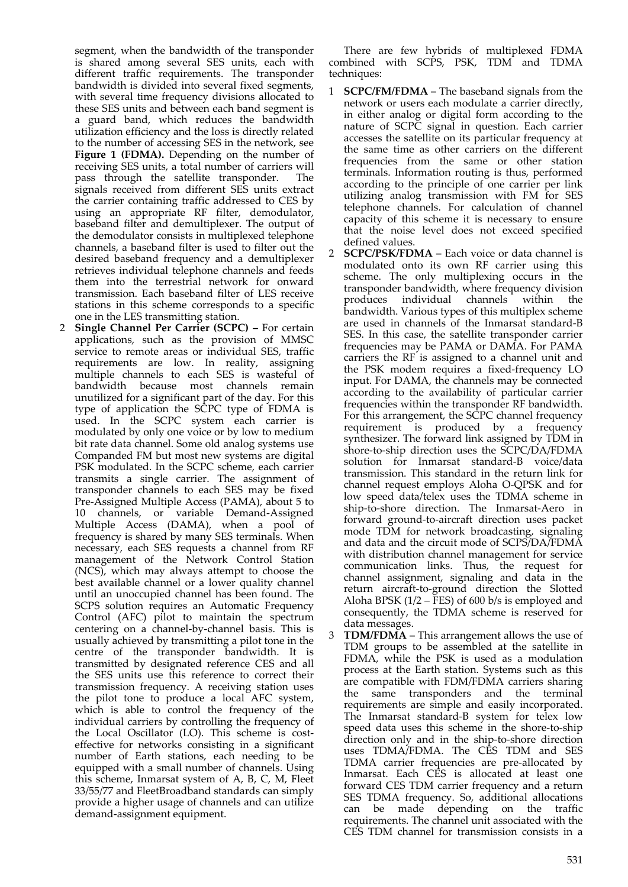segment, when the bandwidth of the transponder is shared among several SES units, each with different traffic requirements. The transponder bandwidth is divided into several fixed segments, with several time frequency divisions allocated to these SES units and between each band segment is a guard band, which reduces the bandwidth utilization efficiency and the loss is directly related to the number of accessing SES in the network, see **Figure 1 (FDMA).** Depending on the number of receiving SES units, a total number of carriers will pass through the satellite transponder. The signals received from different SES units extract the carrier containing traffic addressed to CES by using an appropriate RF filter, demodulator, baseband filter and demultiplexer. The output of the demodulator consists in multiplexed telephone channels, a baseband filter is used to filter out the desired baseband frequency and a demultiplexer retrieves individual telephone channels and feeds them into the terrestrial network for onward transmission. Each baseband filter of LES receive stations in this scheme corresponds to a specific one in the LES transmitting station.

2 **Single Channel Per Carrier (SCPC) –** For certain applications, such as the provision of MMSC service to remote areas or individual SES, traffic requirements are low. In reality, assigning multiple channels to each SES is wasteful of bandwidth because most channels remain unutilized for a significant part of the day. For this type of application the SCPC type of FDMA is used. In the SCPC system each carrier is modulated by only one voice or by low to medium bit rate data channel. Some old analog systems use Companded FM but most new systems are digital PSK modulated. In the SCPC scheme, each carrier transmits a single carrier. The assignment of transponder channels to each SES may be fixed Pre-Assigned Multiple Access (PAMA), about 5 to 10 channels, or variable Demand-Assigned Multiple Access (DAMA), when a pool of frequency is shared by many SES terminals. When necessary, each SES requests a channel from RF management of the Network Control Station (NCS), which may always attempt to choose the best available channel or a lower quality channel until an unoccupied channel has been found. The SCPS solution requires an Automatic Frequency Control (AFC) pilot to maintain the spectrum centering on a channel-by-channel basis. This is usually achieved by transmitting a pilot tone in the centre of the transponder bandwidth. It is transmitted by designated reference CES and all the SES units use this reference to correct their transmission frequency. A receiving station uses the pilot tone to produce a local AFC system, which is able to control the frequency of the individual carriers by controlling the frequency of the Local Oscillator (LO). This scheme is cost-effective for networks consisting in a significant number of Earth stations, each needing to be equipped with a small number of channels. Using this scheme, Inmarsat system of A, B, C, M, Fleet 33/55/77 and FleetBroadband standards can simply provide a higher usage of channels and can utilize demand-assignment equipment.

There are few hybrids of multiplexed FDMA combined with SCPS, PSK, TDM and TDMA techniques:

1 **SCPC/FM/FDMA –** The baseband signals from the network or users each modulate a carrier directly, in either analog or digital form according to the nature of SCPC signal in question. Each carrier accesses the satellite on its particular frequency at the same time as other carriers on the different frequencies from the same or other station terminals. Information routing is thus, performed according to the principle of one carrier per link utilizing analog transmission with FM for SES telephone channels. For calculation of channel capacity of this scheme it is necessary to ensure that the noise level does not exceed specified defined values.

2 **SCPC/PSK/FDMA –** Each voice or data channel is modulated onto its own RF carrier using this scheme. The only multiplexing occurs in the transponder bandwidth, where frequency division produces individual channels within the bandwidth. Various types of this multiplex scheme are used in channels of the Inmarsat standard-B SES. In this case, the satellite transponder carrier frequencies may be PAMA or DAMA. For PAMA carriers the RF is assigned to a channel unit and the PSK modem requires a fixed-frequency LO input. For DAMA, the channels may be connected according to the availability of particular carrier frequencies within the transponder RF bandwidth. For this arrangement, the SCPC channel frequency requirement is produced by a frequency synthesizer. The forward link assigned by TDM in shore-to-ship direction uses the SCPC/DA/FDMA solution for Inmarsat standard-B voice/data transmission. This standard in the return link for channel request employs Aloha O-QPSK and for low speed data/telex uses the TDMA scheme in ship-to-shore direction. The Inmarsat-Aero in forward ground-to-aircraft direction uses packet mode TDM for network broadcasting, signaling and data and the circuit mode of SCPS/DA/FDMA with distribution channel management for service communication links. Thus, the request for channel assignment, signaling and data in the return aircraft-to-ground direction the Slotted Aloha BPSK (1/2 – FES) of 600 b/s is employed and consequently, the TDMA scheme is reserved for data messages.

3 **TDM/FDMA –** This arrangement allows the use of TDM groups to be assembled at the satellite in FDMA, while the PSK is used as a modulation process at the Earth station. Systems such as this are compatible with FDM/FDMA carriers sharing the same transponders and the terminal requirements are simple and easily incorporated. The Inmarsat standard-B system for telex low speed data uses this scheme in the shore-to-ship direction only and in the ship-to-shore direction uses TDMA/FDMA. The CES TDM and SES TDMA carrier frequencies are pre-allocated by Inmarsat. Each CES is allocated at least one forward CES TDM carrier frequency and a return SES TDMA frequency. So, additional allocations can be made depending on the traffic requirements. The channel unit associated with the CES TDM channel for transmission consists in a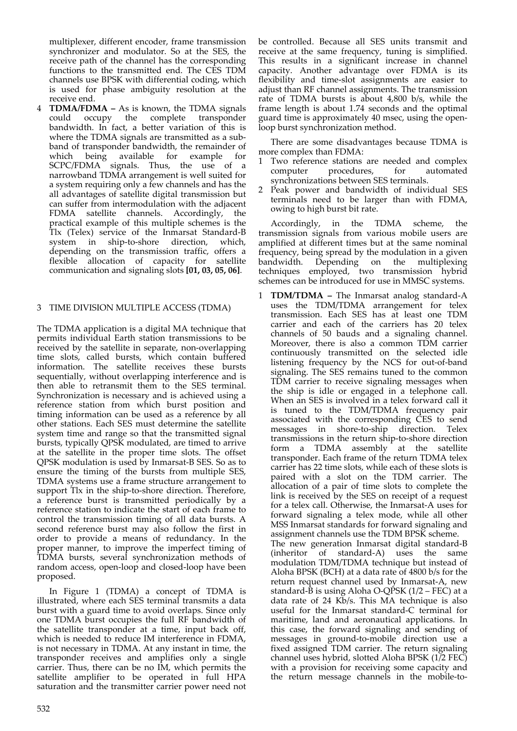multiplexer, different encoder, frame transmission synchronizer and modulator. So at the SES, the receive path of the channel has the corresponding functions to the transmitted end. The CES TDM channels use BPSK with differential coding, which is used for phase ambiguity resolution at the receive end.

4 **TDMA/FDMA –** As is known, the TDMA signals could occupy the complete transponder bandwidth. In fact, a better variation of this is where the TDMA signals are transmitted as a sub-band of transponder bandwidth, the remainder of which being available for example for SCPC/FDMA signals. Thus, the use of a narrowband TDMA arrangement is well suited for a system requiring only a few channels and has the all advantages of satellite digital transmission but can suffer from intermodulation with the adjacent FDMA satellite channels. Accordingly, the practical example of this multiple schemes is the Tlx (Telex) service of the Inmarsat Standard-B system in ship-to-shore direction, which, depending on the transmission traffic, offers a flexible allocation of capacity for satellite communication and signaling slots **[01, 03, 05, 06]**.

## 3 TIME DIVISION MULTIPLE ACCESS (TDMA)

The TDMA application is a digital MA technique that permits individual Earth station transmissions to be received by the satellite in separate, non-overlapping time slots, called bursts, which contain buffered information. The satellite receives these bursts sequentially, without overlapping interference and is then able to retransmit them to the SES terminal. Synchronization is necessary and is achieved using a reference station from which burst position and timing information can be used as a reference by all other stations. Each SES must determine the satellite system time and range so that the transmitted signal bursts, typically QPSK modulated, are timed to arrive at the satellite in the proper time slots. The offset QPSK modulation is used by Inmarsat-B SES. So as to ensure the timing of the bursts from multiple SES, TDMA systems use a frame structure arrangement to support Tlx in the ship-to-shore direction. Therefore, a reference burst is transmitted periodically by a reference station to indicate the start of each frame to control the transmission timing of all data bursts. A second reference burst may also follow the first in order to provide a means of redundancy. In the proper manner, to improve the imperfect timing of TDMA bursts, several synchronization methods of random access, open-loop and closed-loop have been proposed.

In Figure 1 (TDMA) a concept of TDMA is illustrated, where each SES terminal transmits a data burst with a guard time to avoid overlaps. Since only one TDMA burst occupies the full RF bandwidth of the satellite transponder at a time, input back off, which is needed to reduce IM interference in FDMA, is not necessary in TDMA. At any instant in time, the transponder receives and amplifies only a single carrier. Thus, there can be no IM, which permits the satellite amplifier to be operated in full HPA saturation and the transmitter carrier power need not be controlled. Because all SES units transmit and receive at the same frequency, tuning is simplified. This results in a significant increase in channel capacity. Another advantage over FDMA is its flexibility and time-slot assignments are easier to adjust than RF channel assignments. The transmission rate of TDMA bursts is about 4,800 b/s, while the frame length is about 1.74 seconds and the optimal guard time is approximately 40 msec, using the open-loop burst synchronization method.

There are some disadvantages because TDMA is more complex than FDMA:

1 Two reference stations are needed and complex computer procedures, for automated synchronizations between SES terminals.
2 Peak power and bandwidth of individual SES terminals need to be larger than with FDMA, owing to high burst bit rate.

Accordingly, in the TDMA scheme, the transmission signals from various mobile users are amplified at different times but at the same nominal frequency, being spread by the modulation in a given bandwidth. Depending on the multiplexing techniques employed, two transmission hybrid schemes can be introduced for use in MMSC systems.

1 **TDM/TDMA –** The Inmarsat analog standard-A uses the TDM/TDMA arrangement for telex transmission. Each SES has at least one TDM carrier and each of the carriers has 20 telex channels of 50 bauds and a signaling channel. Moreover, there is also a common TDM carrier continuously transmitted on the selected idle listening frequency by the NCS for out-of-band signaling. The SES remains tuned to the common TDM carrier to receive signaling messages when the ship is idle or engaged in a telephone call. When an SES is involved in a telex forward call it is tuned to the TDM/TDMA frequency pair associated with the corresponding CES to send messages in shore-to-ship direction. Telex transmissions in the return ship-to-shore direction form a TDMA assembly at the satellite transponder. Each frame of the return TDMA telex carrier has 22 time slots, while each of these slots is paired with a slot on the TDM carrier. The allocation of a pair of time slots to complete the link is received by the SES on receipt of a request for a telex call. Otherwise, the Inmarsat-A uses for forward signaling a telex mode, while all other MSS Inmarsat standards for forward signaling and assignment channels use the TDM BPSK scheme.
   The new generation Inmarsat digital standard-B (inheritor of standard-A) uses the same modulation TDM/TDMA technique but instead of Aloha BPSK (BCH) at a data rate of 4800 b/s for the return request channel used by Inmarsat-A, new standard-B is using Aloha O-QPSK (1/2 – FEC) at a data rate of 24 Kb/s. This MA technique is also useful for the Inmarsat standard-C terminal for maritime, land and aeronautical applications. In this case, the forward signaling and sending of messages in ground-to-mobile direction use a fixed assigned TDM carrier. The return signaling channel uses hybrid, slotted Aloha BPSK (1/2 FEC) with a provision for receiving some capacity and the return message channels in the mobile-to-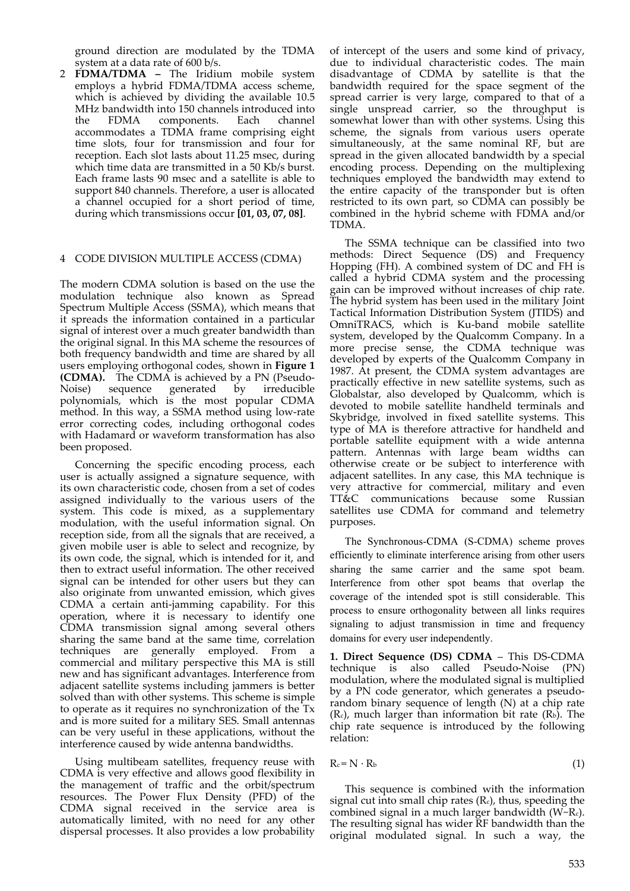ground direction are modulated by the TDMA system at a data rate of 600 b/s.

2. **FDMA/TDMA –** The Iridium mobile system employs a hybrid FDMA/TDMA access scheme, which is achieved by dividing the available 10.5 MHz bandwidth into 150 channels introduced into the FDMA components. Each channel accommodates a TDMA frame comprising eight time slots, four for transmission and four for reception. Each slot lasts about 11.25 msec, during which time data are transmitted in a 50 Kb/s burst. Each frame lasts 90 msec and a satellite is able to support 840 channels. Therefore, a user is allocated a channel occupied for a short period of time, during which transmissions occur **[01, 03, 07, 08]**.

## 4 CODE DIVISION MULTIPLE ACCESS (CDMA)

The modern CDMA solution is based on the use the modulation technique also known as Spread Spectrum Multiple Access (SSMA), which means that it spreads the information contained in a particular signal of interest over a much greater bandwidth than the original signal. In this MA scheme the resources of both frequency bandwidth and time are shared by all users employing orthogonal codes, shown in **Figure 1 (CDMA).** The CDMA is achieved by a PN (Pseudo-Noise) sequence generated by irreducible polynomials, which is the most popular CDMA method. In this way, a SSMA method using low-rate error correcting codes, including orthogonal codes with Hadamard or waveform transformation has also been proposed.

Concerning the specific encoding process, each user is actually assigned a signature sequence, with its own characteristic code, chosen from a set of codes assigned individually to the various users of the system. This code is mixed, as a supplementary modulation, with the useful information signal. On reception side, from all the signals that are received, a given mobile user is able to select and recognize, by its own code, the signal, which is intended for it, and then to extract useful information. The other received signal can be intended for other users but they can also originate from unwanted emission, which gives CDMA a certain anti-jamming capability. For this operation, where it is necessary to identify one CDMA transmission signal among several others sharing the same band at the same time, correlation techniques are generally employed. From a commercial and military perspective this MA is still new and has significant advantages. Interference from adjacent satellite systems including jammers is better solved than with other systems. This scheme is simple to operate as it requires no synchronization of the Tx and is more suited for a military SES. Small antennas can be very useful in these applications, without the interference caused by wide antenna bandwidths.

Using multibeam satellites, frequency reuse with CDMA is very effective and allows good flexibility in the management of traffic and the orbit/spectrum resources. The Power Flux Density (PFD) of the CDMA signal received in the service area is automatically limited, with no need for any other dispersal processes. It also provides a low probability of intercept of the users and some kind of privacy, due to individual characteristic codes. The main disadvantage of CDMA by satellite is that the bandwidth required for the space segment of the spread carrier is very large, compared to that of a single unspread carrier, so the throughput is somewhat lower than with other systems. Using this scheme, the signals from various users operate simultaneously, at the same nominal RF, but are spread in the given allocated bandwidth by a special encoding process. Depending on the multiplexing techniques employed the bandwidth may extend to the entire capacity of the transponder but is often restricted to its own part, so CDMA can possibly be combined in the hybrid scheme with FDMA and/or TDMA.

The SSMA technique can be classified into two methods: Direct Sequence (DS) and Frequency Hopping (FH). A combined system of DC and FH is called a hybrid CDMA system and the processing gain can be improved without increases of chip rate. The hybrid system has been used in the military Joint Tactical Information Distribution System (JTIDS) and OmniTRACS, which is Ku-band mobile satellite system, developed by the Qualcomm Company. In a more precise sense, the CDMA technique was developed by experts of the Qualcomm Company in 1987. At present, the CDMA system advantages are practically effective in new satellite systems, such as Globalstar, also developed by Qualcomm, which is devoted to mobile satellite handheld terminals and Skybridge, involved in fixed satellite systems. This type of MA is therefore attractive for handheld and portable satellite equipment with a wide antenna pattern. Antennas with large beam widths can otherwise create or be subject to interference with adjacent satellites. In any case, this MA technique is very attractive for commercial, military and even TT&C communications because some Russian satellites use CDMA for command and telemetry purposes.

The Synchronous-CDMA (S-CDMA) scheme proves efficiently to eliminate interference arising from other users sharing the same carrier and the same spot beam. Interference from other spot beams that overlap the coverage of the intended spot is still considerable. This process to ensure orthogonality between all links requires signaling to adjust transmission in time and frequency domains for every user independently.

**1. Direct Sequence (DS) CDMA** – This DS-CDMA technique is also called Pseudo-Noise (PN) modulation, where the modulated signal is multiplied by a PN code generator, which generates a pseudo-random binary sequence of length (N) at a chip rate ($R_c$), much larger than information bit rate ($R_b$). The chip rate sequence is introduced by the following relation:

$$R_c = N \cdot R_b \tag{1}$$

This sequence is combined with the information signal cut into small chip rates ($R_c$), thus, speeding the combined signal in a much larger bandwidth ($W \sim R_c$). The resulting signal has wider RF bandwidth than the original modulated signal. In such a way, the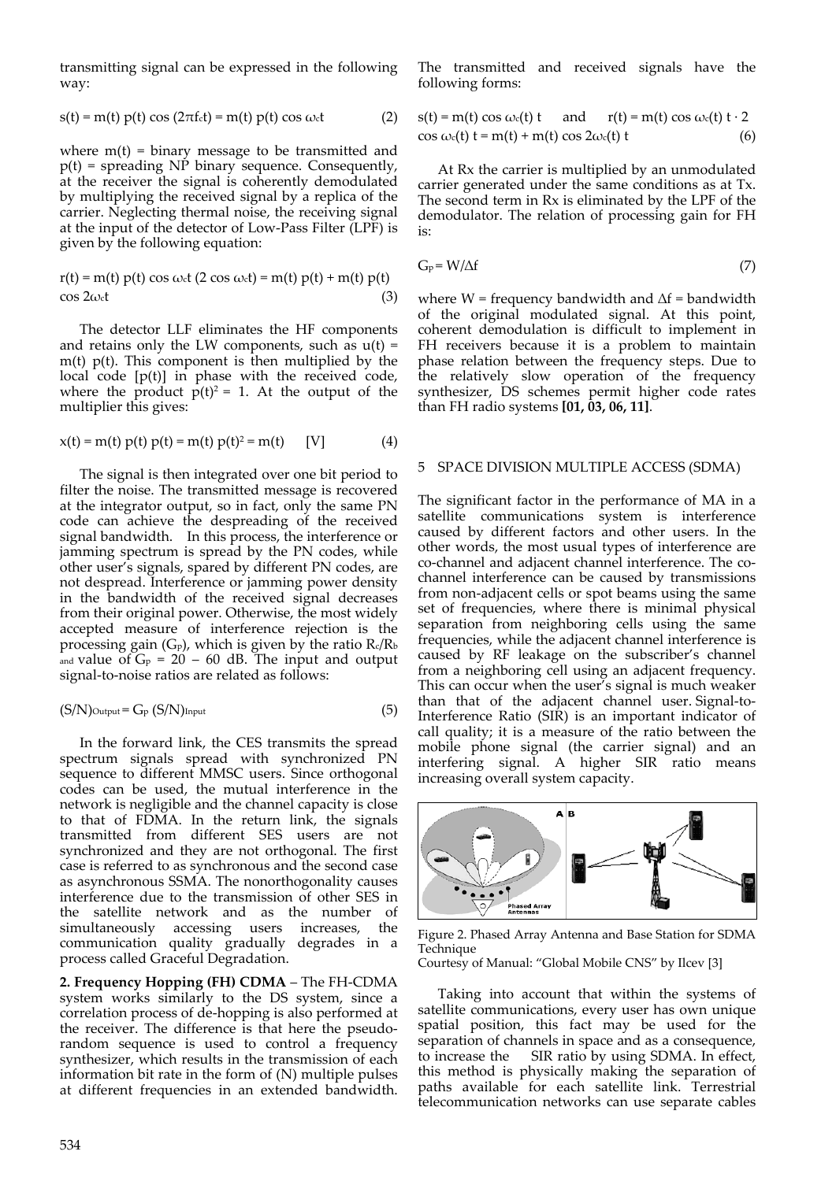transmitting signal can be expressed in the following way:

$$s(t) = m(t)\, p(t) \cos(2\pi f_c t) = m(t)\, p(t) \cos \omega_c t \qquad (2)$$

where m(t) = binary message to be transmitted and p(t) = spreading NP binary sequence. Consequently, at the receiver the signal is coherently demodulated by multiplying the received signal by a replica of the carrier. Neglecting thermal noise, the receiving signal at the input of the detector of Low-Pass Filter (LPF) is given by the following equation:

$$r(t) = m(t)\, p(t) \cos \omega_c t\, (2 \cos \omega_c t) = m(t)\, p(t) + m(t)\, p(t) \cos 2\omega_c t \qquad (3)$$

The detector LLF eliminates the HF components and retains only the LW components, such as u(t) = m(t) p(t). This component is then multiplied by the local code [p(t)] in phase with the received code, where the product $p(t)^2 = 1$. At the output of the multiplier this gives:

$$x(t) = m(t)\, p(t)\, p(t) = m(t)\, p(t)^2 = m(t) \quad [V] \qquad (4)$$

The signal is then integrated over one bit period to filter the noise. The transmitted message is recovered at the integrator output, so in fact, only the same PN code can achieve the despreading of the received signal bandwidth. In this process, the interference or jamming spectrum is spread by the PN codes, while other user's signals, spared by different PN codes, are not despread. Interference or jamming power density in the bandwidth of the received signal decreases from their original power. Otherwise, the most widely accepted measure of interference rejection is the processing gain ($G_P$), which is given by the ratio $R_c/R_b$ and value of $G_P$ = 20 – 60 dB. The input and output signal-to-noise ratios are related as follows:

$$(S/N)_{Output} = G_P\, (S/N)_{Input} \qquad (5)$$

In the forward link, the CES transmits the spread spectrum signals spread with synchronized PN sequence to different MMSC users. Since orthogonal codes can be used, the mutual interference in the network is negligible and the channel capacity is close to that of FDMA. In the return link, the signals transmitted from different SES users are not synchronized and they are not orthogonal. The first case is referred to as synchronous and the second case as asynchronous SSMA. The nonorthogonality causes interference due to the transmission of other SES in the satellite network and as the number of simultaneously accessing users increases, the communication quality gradually degrades in a process called Graceful Degradation.

**2. Frequency Hopping (FH) CDMA** – The FH-CDMA system works similarly to the DS system, since a correlation process of de-hopping is also performed at the receiver. The difference is that here the pseudo-random sequence is used to control a frequency synthesizer, which results in the transmission of each information bit rate in the form of (N) multiple pulses at different frequencies in an extended bandwidth. The transmitted and received signals have the following forms:

$$s(t) = m(t) \cos \omega_c(t)\, t \quad \text{and} \quad r(t) = m(t) \cos \omega_c(t)\, t \cdot 2 \cos \omega_c(t)\, t = m(t) + m(t) \cos 2\omega_c(t)\, t \qquad (6)$$

At Rx the carrier is multiplied by an unmodulated carrier generated under the same conditions as at Tx. The second term in Rx is eliminated by the LPF of the demodulator. The relation of processing gain for FH is:

$$G_P = W/\Delta f \qquad (7)$$

where W = frequency bandwidth and Δf = bandwidth of the original modulated signal. At this point, coherent demodulation is difficult to implement in FH receivers because it is a problem to maintain phase relation between the frequency steps. Due to the relatively slow operation of the frequency synthesizer, DS schemes permit higher code rates than FH radio systems **[01, 03, 06, 11]**.

## 5 SPACE DIVISION MULTIPLE ACCESS (SDMA)

The significant factor in the performance of MA in a satellite communications system is interference caused by different factors and other users. In the other words, the most usual types of interference are co-channel and adjacent channel interference. The co-channel interference can be caused by transmissions from non-adjacent cells or spot beams using the same set of frequencies, where there is minimal physical separation from neighboring cells using the same frequencies, while the adjacent channel interference is caused by RF leakage on the subscriber's channel from a neighboring cell using an adjacent frequency. This can occur when the user's signal is much weaker than that of the adjacent channel user. Signal-to-Interference Ratio (SIR) is an important indicator of call quality; it is a measure of the ratio between the mobile phone signal (the carrier signal) and an interfering signal. A higher SIR ratio means increasing overall system capacity.

Figure 2. Phased Array Antenna and Base Station for SDMA Technique
Courtesy of Manual: "Global Mobile CNS" by Ilcev [3]

Taking into account that within the systems of satellite communications, every user has own unique spatial position, this fact may be used for the separation of channels in space and as a consequence, to increase the SIR ratio by using SDMA. In effect, this method is physically making the separation of paths available for each satellite link. Terrestrial telecommunication networks can use separate cables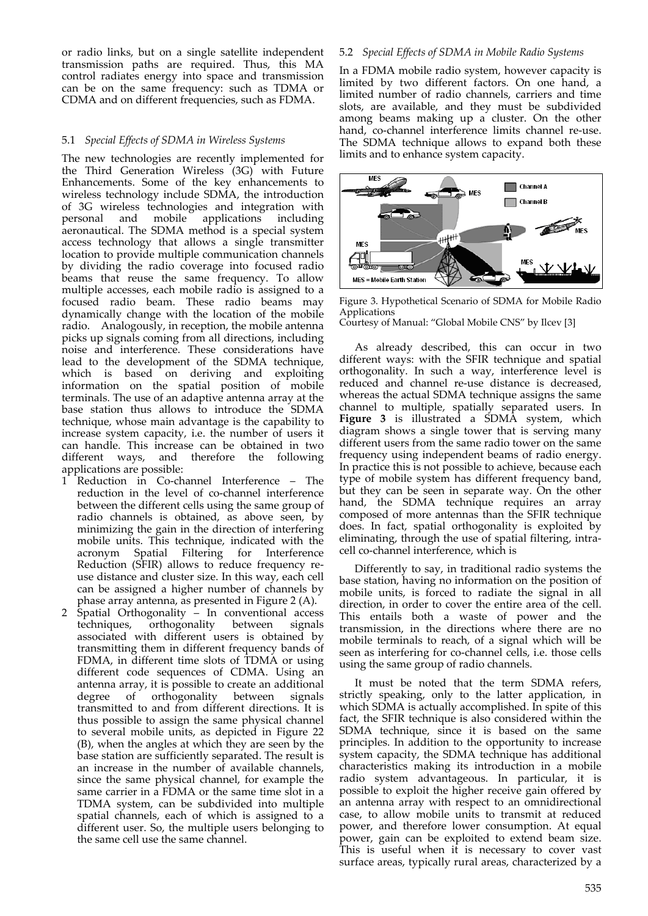or radio links, but on a single satellite independent transmission paths are required. Thus, this MA control radiates energy into space and transmission can be on the same frequency: such as TDMA or CDMA and on different frequencies, such as FDMA.

### 5.1 *Special Effects of SDMA in Wireless Systems*

The new technologies are recently implemented for the Third Generation Wireless (3G) with Future Enhancements. Some of the key enhancements to wireless technology include SDMA, the introduction of 3G wireless technologies and integration with personal and mobile applications including aeronautical. The SDMA method is a special system access technology that allows a single transmitter location to provide multiple communication channels by dividing the radio coverage into focused radio beams that reuse the same frequency. To allow multiple accesses, each mobile radio is assigned to a focused radio beam. These radio beams may dynamically change with the location of the mobile radio. Analogously, in reception, the mobile antenna picks up signals coming from all directions, including noise and interference. These considerations have lead to the development of the SDMA technique, which is based on deriving and exploiting information on the spatial position of mobile terminals. The use of an adaptive antenna array at the base station thus allows to introduce the SDMA technique, whose main advantage is the capability to increase system capacity, i.e. the number of users it can handle. This increase can be obtained in two different ways, and therefore the following applications are possible:

1. Reduction in Co-channel Interference – The reduction in the level of co-channel interference between the different cells using the same group of radio channels is obtained, as above seen, by minimizing the gain in the direction of interfering mobile units. This technique, indicated with the acronym Spatial Filtering for Interference Reduction (SFIR) allows to reduce frequency re-use distance and cluster size. In this way, each cell can be assigned a higher number of channels by phase array antenna, as presented in Figure 2 (A).
2. Spatial Orthogonality – In conventional access techniques, orthogonality between signals associated with different users is obtained by transmitting them in different frequency bands of FDMA, in different time slots of TDMA or using different code sequences of CDMA. Using an antenna array, it is possible to create an additional degree of orthogonality between signals transmitted to and from different directions. It is thus possible to assign the same physical channel to several mobile units, as depicted in Figure 22 (B), when the angles at which they are seen by the base station are sufficiently separated. The result is an increase in the number of available channels, since the same physical channel, for example the same carrier in a FDMA or the same time slot in a TDMA system, can be subdivided into multiple spatial channels, each of which is assigned to a different user. So, the multiple users belonging to the same cell use the same channel.

### 5.2 *Special Effects of SDMA in Mobile Radio Systems*

In a FDMA mobile radio system, however capacity is limited by two different factors. On one hand, a limited number of radio channels, carriers and time slots, are available, and they must be subdivided among beams making up a cluster. On the other hand, co-channel interference limits channel re-use. The SDMA technique allows to expand both these limits and to enhance system capacity.

Figure 3. Hypothetical Scenario of SDMA for Mobile Radio Applications
Courtesy of Manual: "Global Mobile CNS" by Ilcev [3]

As already described, this can occur in two different ways: with the SFIR technique and spatial orthogonality. In such a way, interference level is reduced and channel re-use distance is decreased, whereas the actual SDMA technique assigns the same channel to multiple, spatially separated users. In **Figure 3** is illustrated a SDMA system, which diagram shows a single tower that is serving many different users from the same radio tower on the same frequency using independent beams of radio energy. In practice this is not possible to achieve, because each type of mobile system has different frequency band, but they can be seen in separate way. On the other hand, the SDMA technique requires an array composed of more antennas than the SFIR technique does. In fact, spatial orthogonality is exploited by eliminating, through the use of spatial filtering, intra-cell co-channel interference, which is

Differently to say, in traditional radio systems the base station, having no information on the position of mobile units, is forced to radiate the signal in all direction, in order to cover the entire area of the cell. This entails both a waste of power and the transmission, in the directions where there are no mobile terminals to reach, of a signal which will be seen as interfering for co-channel cells, i.e. those cells using the same group of radio channels.

It must be noted that the term SDMA refers, strictly speaking, only to the latter application, in which SDMA is actually accomplished. In spite of this fact, the SFIR technique is also considered within the SDMA technique, since it is based on the same principles. In addition to the opportunity to increase system capacity, the SDMA technique has additional characteristics making its introduction in a mobile radio system advantageous. In particular, it is possible to exploit the higher receive gain offered by an antenna array with respect to an omnidirectional case, to allow mobile units to transmit at reduced power, and therefore lower consumption. At equal power, gain can be exploited to extend beam size. This is useful when it is necessary to cover vast surface areas, typically rural areas, characterized by a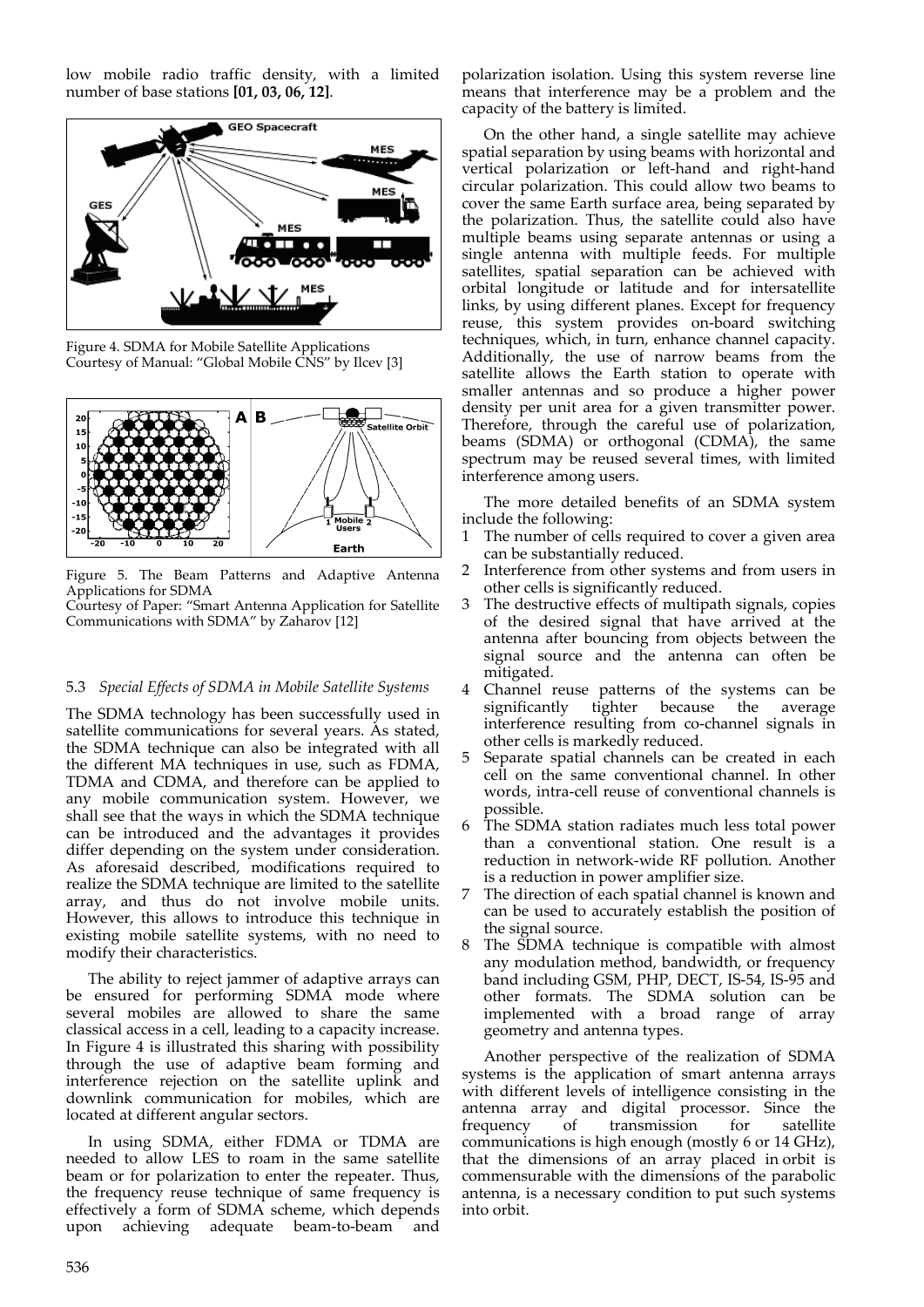low mobile radio traffic density, with a limited number of base stations **[01, 03, 06, 12]**.

Figure 4. SDMA for Mobile Satellite Applications
Courtesy of Manual: "Global Mobile CNS" by Ilcev [3]

Figure 5. The Beam Patterns and Adaptive Antenna Applications for SDMA
Courtesy of Paper: "Smart Antenna Application for Satellite Communications with SDMA" by Zaharov [12]

### 5.3 *Special Effects of SDMA in Mobile Satellite Systems*

The SDMA technology has been successfully used in satellite communications for several years. As stated, the SDMA technique can also be integrated with all the different MA techniques in use, such as FDMA, TDMA and CDMA, and therefore can be applied to any mobile communication system. However, we shall see that the ways in which the SDMA technique can be introduced and the advantages it provides differ depending on the system under consideration. As aforesaid described, modifications required to realize the SDMA technique are limited to the satellite array, and thus do not involve mobile units. However, this allows to introduce this technique in existing mobile satellite systems, with no need to modify their characteristics.

The ability to reject jammer of adaptive arrays can be ensured for performing SDMA mode where several mobiles are allowed to share the same classical access in a cell, leading to a capacity increase. In Figure 4 is illustrated this sharing with possibility through the use of adaptive beam forming and interference rejection on the satellite uplink and downlink communication for mobiles, which are located at different angular sectors.

In using SDMA, either FDMA or TDMA are needed to allow LES to roam in the same satellite beam or for polarization to enter the repeater. Thus, the frequency reuse technique of same frequency is effectively a form of SDMA scheme, which depends upon achieving adequate beam-to-beam and polarization isolation. Using this system reverse line means that interference may be a problem and the capacity of the battery is limited.

On the other hand, a single satellite may achieve spatial separation by using beams with horizontal and vertical polarization or left-hand and right-hand circular polarization. This could allow two beams to cover the same Earth surface area, being separated by the polarization. Thus, the satellite could also have multiple beams using separate antennas or using a single antenna with multiple feeds. For multiple satellites, spatial separation can be achieved with orbital longitude or latitude and for intersatellite links, by using different planes. Except for frequency reuse, this system provides on-board switching techniques, which, in turn, enhance channel capacity. Additionally, the use of narrow beams from the satellite allows the Earth station to operate with smaller antennas and so produce a higher power density per unit area for a given transmitter power. Therefore, through the careful use of polarization, beams (SDMA) or orthogonal (CDMA), the same spectrum may be reused several times, with limited interference among users.

The more detailed benefits of an SDMA system include the following:

1. The number of cells required to cover a given area can be substantially reduced.
2. Interference from other systems and from users in other cells is significantly reduced.
3. The destructive effects of multipath signals, copies of the desired signal that have arrived at the antenna after bouncing from objects between the signal source and the antenna can often be mitigated.
4. Channel reuse patterns of the systems can be significantly tighter because the average interference resulting from co-channel signals in other cells is markedly reduced.
5. Separate spatial channels can be created in each cell on the same conventional channel. In other words, intra-cell reuse of conventional channels is possible.
6. The SDMA station radiates much less total power than a conventional station. One result is a reduction in network-wide RF pollution. Another is a reduction in power amplifier size.
7. The direction of each spatial channel is known and can be used to accurately establish the position of the signal source.
8. The SDMA technique is compatible with almost any modulation method, bandwidth, or frequency band including GSM, PHP, DECT, IS-54, IS-95 and other formats. The SDMA solution can be implemented with a broad range of array geometry and antenna types.

Another perspective of the realization of SDMA systems is the application of smart antenna arrays with different levels of intelligence consisting in the antenna array and digital processor. Since the frequency of transmission for satellite communications is high enough (mostly 6 or 14 GHz), that the dimensions of an array placed in orbit is commensurable with the dimensions of the parabolic antenna, is a necessary condition to put such systems into orbit.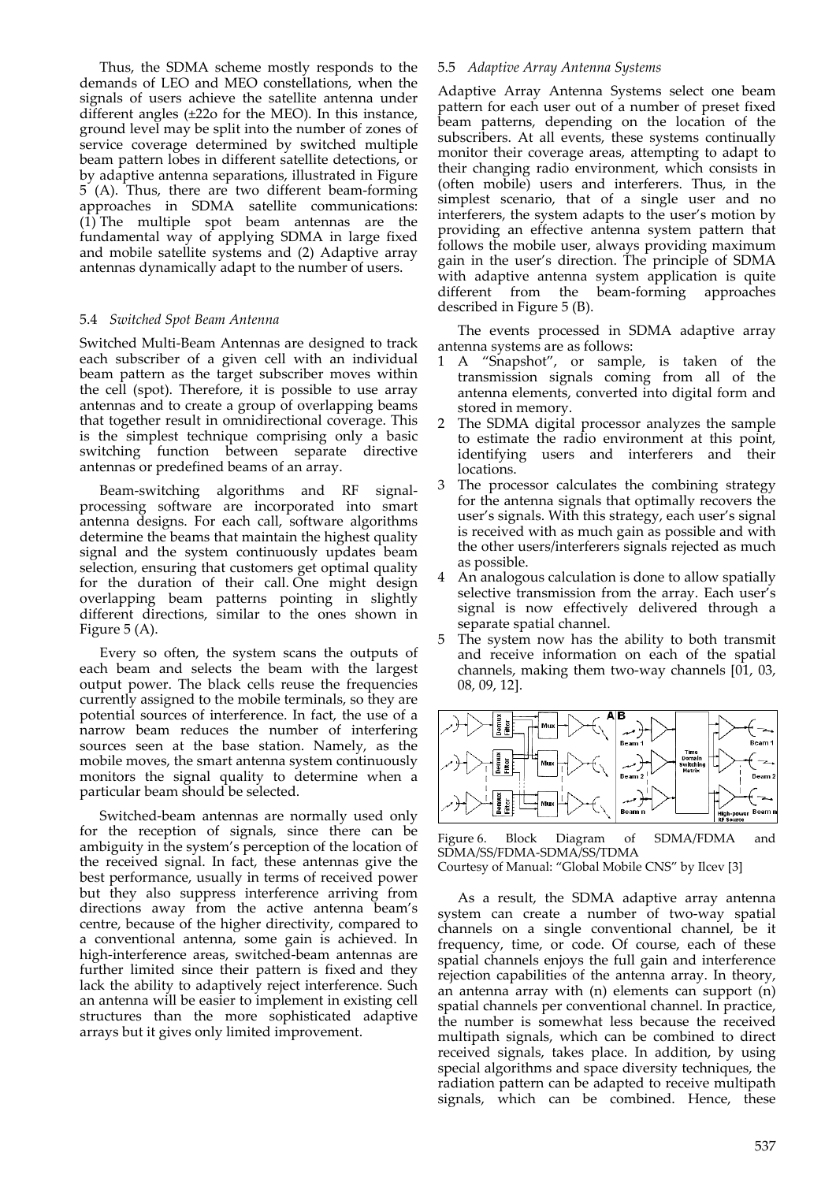Thus, the SDMA scheme mostly responds to the demands of LEO and MEO constellations, when the signals of users achieve the satellite antenna under different angles (±22o for the MEO). In this instance, ground level may be split into the number of zones of service coverage determined by switched multiple beam pattern lobes in different satellite detections, or by adaptive antenna separations, illustrated in Figure 5 (A). Thus, there are two different beam-forming approaches in SDMA satellite communications: (1) The multiple spot beam antennas are the fundamental way of applying SDMA in large fixed and mobile satellite systems and (2) Adaptive array antennas dynamically adapt to the number of users.

### 5.4 *Switched Spot Beam Antenna*

Switched Multi-Beam Antennas are designed to track each subscriber of a given cell with an individual beam pattern as the target subscriber moves within the cell (spot). Therefore, it is possible to use array antennas and to create a group of overlapping beams that together result in omnidirectional coverage. This is the simplest technique comprising only a basic switching function between separate directive antennas or predefined beams of an array.

Beam-switching algorithms and RF signal-processing software are incorporated into smart antenna designs. For each call, software algorithms determine the beams that maintain the highest quality signal and the system continuously updates beam selection, ensuring that customers get optimal quality for the duration of their call. One might design overlapping beam patterns pointing in slightly different directions, similar to the ones shown in Figure 5 (A).

Every so often, the system scans the outputs of each beam and selects the beam with the largest output power. The black cells reuse the frequencies currently assigned to the mobile terminals, so they are potential sources of interference. In fact, the use of a narrow beam reduces the number of interfering sources seen at the base station. Namely, as the mobile moves, the smart antenna system continuously monitors the signal quality to determine when a particular beam should be selected.

Switched-beam antennas are normally used only for the reception of signals, since there can be ambiguity in the system's perception of the location of the received signal. In fact, these antennas give the best performance, usually in terms of received power but they also suppress interference arriving from directions away from the active antenna beam's centre, because of the higher directivity, compared to a conventional antenna, some gain is achieved. In high-interference areas, switched-beam antennas are further limited since their pattern is fixed and they lack the ability to adaptively reject interference. Such an antenna will be easier to implement in existing cell structures than the more sophisticated adaptive arrays but it gives only limited improvement.

### 5.5 *Adaptive Array Antenna Systems*

Adaptive Array Antenna Systems select one beam pattern for each user out of a number of preset fixed beam patterns, depending on the location of the subscribers. At all events, these systems continually monitor their coverage areas, attempting to adapt to their changing radio environment, which consists in (often mobile) users and interferers. Thus, in the simplest scenario, that of a single user and no interferers, the system adapts to the user's motion by providing an effective antenna system pattern that follows the mobile user, always providing maximum gain in the user's direction. The principle of SDMA with adaptive antenna system application is quite different from the beam-forming approaches described in Figure 5 (B).

The events processed in SDMA adaptive array antenna systems are as follows:

1. A "Snapshot", or sample, is taken of the transmission signals coming from all of the antenna elements, converted into digital form and stored in memory.
2. The SDMA digital processor analyzes the sample to estimate the radio environment at this point, identifying users and interferers and their locations.
3. The processor calculates the combining strategy for the antenna signals that optimally recovers the user's signals. With this strategy, each user's signal is received with as much gain as possible and with the other users/interferers signals rejected as much as possible.
4. An analogous calculation is done to allow spatially selective transmission from the array. Each user's signal is now effectively delivered through a separate spatial channel.
5. The system now has the ability to both transmit and receive information on each of the spatial channels, making them two-way channels [01, 03, 08, 09, 12].

Figure 6. Block Diagram of SDMA/FDMA and SDMA/SS/FDMA-SDMA/SS/TDMA
Courtesy of Manual: "Global Mobile CNS" by Ilcev [3]

As a result, the SDMA adaptive array antenna system can create a number of two-way spatial channels on a single conventional channel, be it frequency, time, or code. Of course, each of these spatial channels enjoys the full gain and interference rejection capabilities of the antenna array. In theory, an antenna array with (n) elements can support (n) spatial channels per conventional channel. In practice, the number is somewhat less because the received multipath signals, which can be combined to direct received signals, takes place. In addition, by using special algorithms and space diversity techniques, the radiation pattern can be adapted to receive multipath signals, which can be combined. Hence, these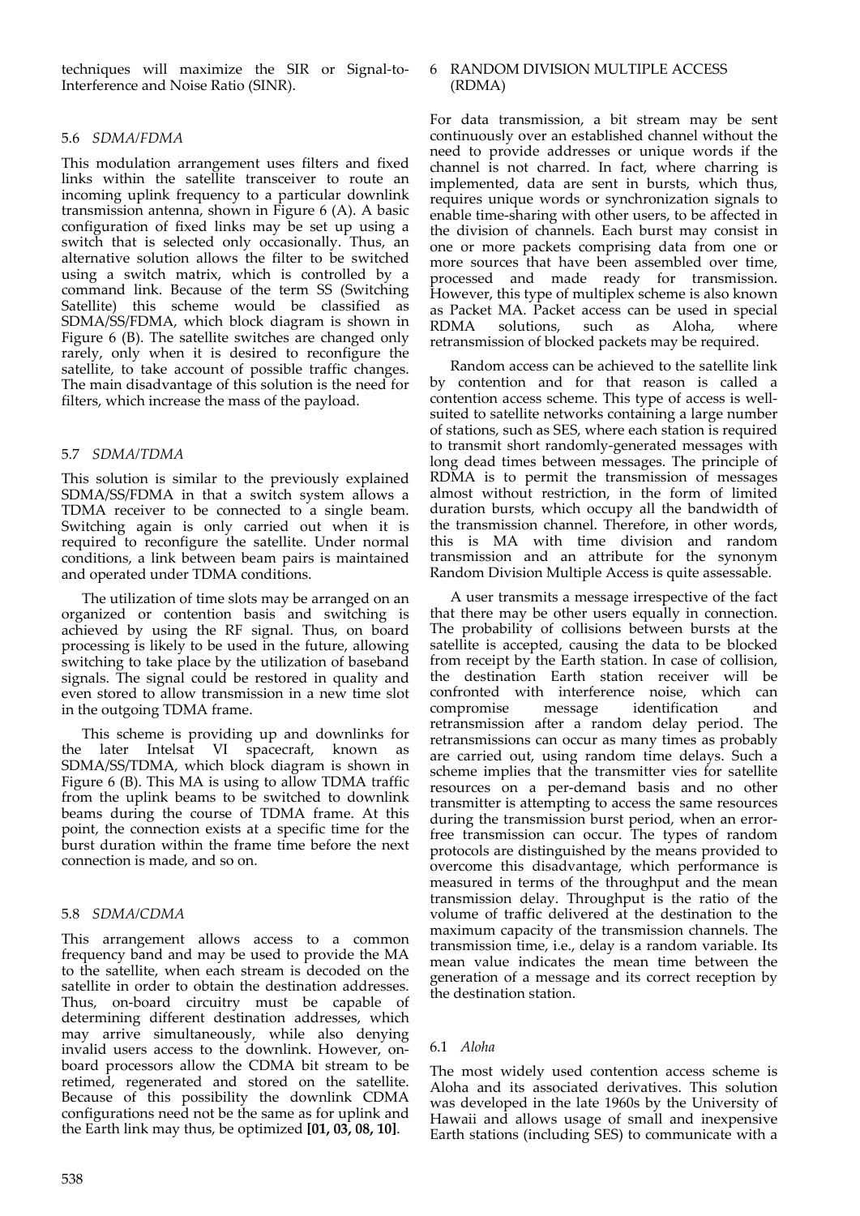techniques will maximize the SIR or Signal-to-Interference and Noise Ratio (SINR).

### 5.6 *SDMA/FDMA*

This modulation arrangement uses filters and fixed links within the satellite transceiver to route an incoming uplink frequency to a particular downlink transmission antenna, shown in Figure 6 (A). A basic configuration of fixed links may be set up using a switch that is selected only occasionally. Thus, an alternative solution allows the filter to be switched using a switch matrix, which is controlled by a command link. Because of the term SS (Switching Satellite) this scheme would be classified as SDMA/SS/FDMA, which block diagram is shown in Figure 6 (B). The satellite switches are changed only rarely, only when it is desired to reconfigure the satellite, to take account of possible traffic changes. The main disadvantage of this solution is the need for filters, which increase the mass of the payload.

### 5.7 *SDMA/TDMA*

This solution is similar to the previously explained SDMA/SS/FDMA in that a switch system allows a TDMA receiver to be connected to a single beam. Switching again is only carried out when it is required to reconfigure the satellite. Under normal conditions, a link between beam pairs is maintained and operated under TDMA conditions.

The utilization of time slots may be arranged on an organized or contention basis and switching is achieved by using the RF signal. Thus, on board processing is likely to be used in the future, allowing switching to take place by the utilization of baseband signals. The signal could be restored in quality and even stored to allow transmission in a new time slot in the outgoing TDMA frame.

This scheme is providing up and downlinks for the later Intelsat VI spacecraft, known as SDMA/SS/TDMA, which block diagram is shown in Figure 6 (B). This MA is using to allow TDMA traffic from the uplink beams to be switched to downlink beams during the course of TDMA frame. At this point, the connection exists at a specific time for the burst duration within the frame time before the next connection is made, and so on.

### 5.8 *SDMA/CDMA*

This arrangement allows access to a common frequency band and may be used to provide the MA to the satellite, when each stream is decoded on the satellite in order to obtain the destination addresses. Thus, on-board circuitry must be capable of determining different destination addresses, which may arrive simultaneously, while also denying invalid users access to the downlink. However, on-board processors allow the CDMA bit stream to be retimed, regenerated and stored on the satellite. Because of this possibility the downlink CDMA configurations need not be the same as for uplink and the Earth link may thus, be optimized **[01, 03, 08, 10]**.

## 6 RANDOM DIVISION MULTIPLE ACCESS (RDMA)

For data transmission, a bit stream may be sent continuously over an established channel without the need to provide addresses or unique words if the channel is not charred. In fact, where charring is implemented, data are sent in bursts, which thus, requires unique words or synchronization signals to enable time-sharing with other users, to be affected in the division of channels. Each burst may consist in one or more packets comprising data from one or more sources that have been assembled over time, processed and made ready for transmission. However, this type of multiplex scheme is also known as Packet MA. Packet access can be used in special RDMA solutions, such as Aloha, where retransmission of blocked packets may be required.

Random access can be achieved to the satellite link by contention and for that reason is called a contention access scheme. This type of access is well-suited to satellite networks containing a large number of stations, such as SES, where each station is required to transmit short randomly-generated messages with long dead times between messages. The principle of RDMA is to permit the transmission of messages almost without restriction, in the form of limited duration bursts, which occupy all the bandwidth of the transmission channel. Therefore, in other words, this is MA with time division and random transmission and an attribute for the synonym Random Division Multiple Access is quite assessable.

A user transmits a message irrespective of the fact that there may be other users equally in connection. The probability of collisions between bursts at the satellite is accepted, causing the data to be blocked from receipt by the Earth station. In case of collision, the destination Earth station receiver will be confronted with interference noise, which can compromise message identification and retransmission after a random delay period. The retransmissions can occur as many times as probably are carried out, using random time delays. Such a scheme implies that the transmitter vies for satellite resources on a per-demand basis and no other transmitter is attempting to access the same resources during the transmission burst period, when an error-free transmission can occur. The types of random protocols are distinguished by the means provided to overcome this disadvantage, which performance is measured in terms of the throughput and the mean transmission delay. Throughput is the ratio of the volume of traffic delivered at the destination to the maximum capacity of the transmission channels. The transmission time, i.e., delay is a random variable. Its mean value indicates the mean time between the generation of a message and its correct reception by the destination station.

### 6.1 *Aloha*

The most widely used contention access scheme is Aloha and its associated derivatives. This solution was developed in the late 1960s by the University of Hawaii and allows usage of small and inexpensive Earth stations (including SES) to communicate with a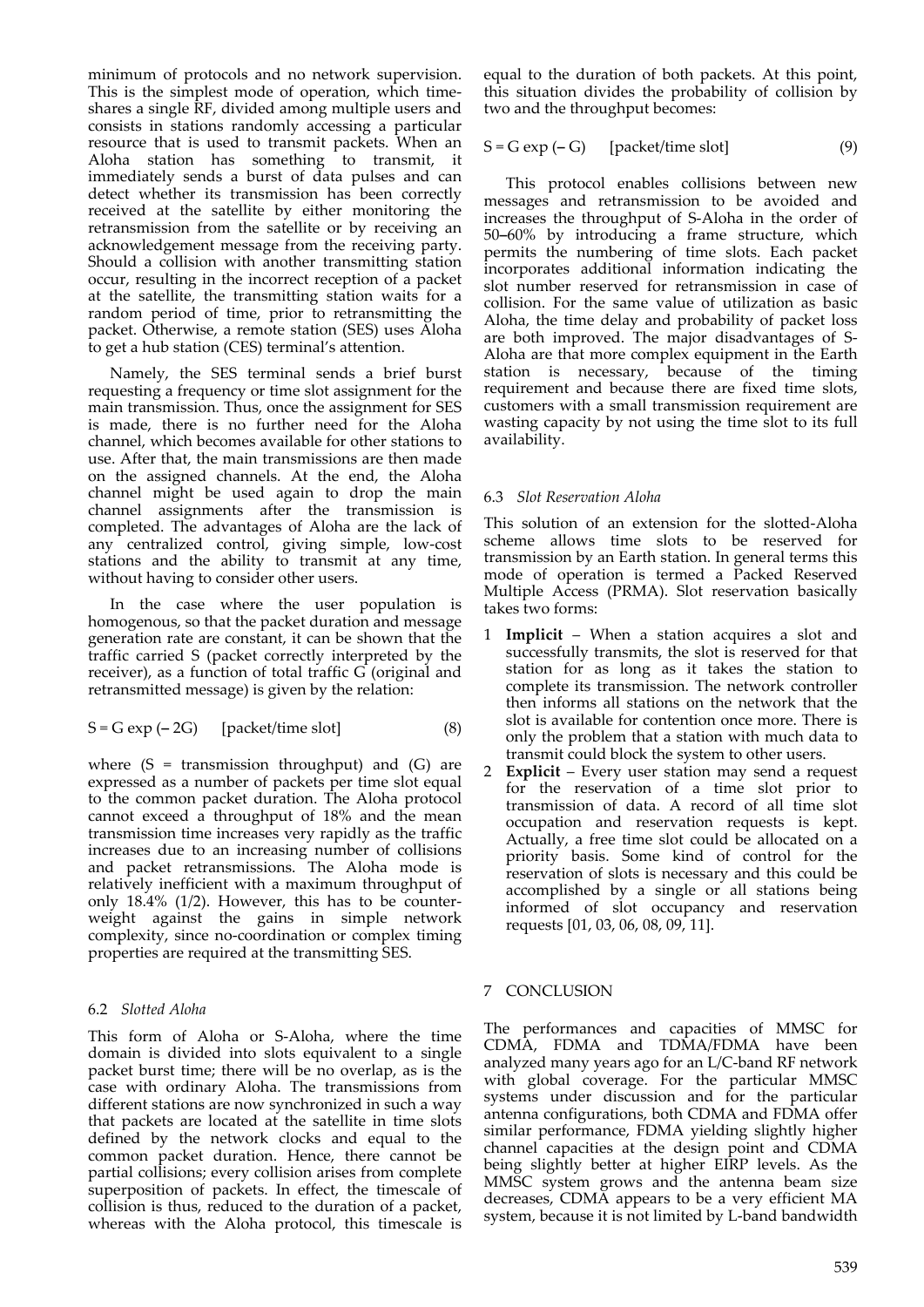minimum of protocols and no network supervision. This is the simplest mode of operation, which time-shares a single RF, divided among multiple users and consists in stations randomly accessing a particular resource that is used to transmit packets. When an Aloha station has something to transmit, it immediately sends a burst of data pulses and can detect whether its transmission has been correctly received at the satellite by either monitoring the retransmission from the satellite or by receiving an acknowledgement message from the receiving party. Should a collision with another transmitting station occur, resulting in the incorrect reception of a packet at the satellite, the transmitting station waits for a random period of time, prior to retransmitting the packet. Otherwise, a remote station (SES) uses Aloha to get a hub station (CES) terminal's attention.

Namely, the SES terminal sends a brief burst requesting a frequency or time slot assignment for the main transmission. Thus, once the assignment for SES is made, there is no further need for the Aloha channel, which becomes available for other stations to use. After that, the main transmissions are then made on the assigned channels. At the end, the Aloha channel might be used again to drop the main channel assignments after the transmission is completed. The advantages of Aloha are the lack of any centralized control, giving simple, low-cost stations and the ability to transmit at any time, without having to consider other users.

In the case where the user population is homogenous, so that the packet duration and message generation rate are constant, it can be shown that the traffic carried S (packet correctly interpreted by the receiver), as a function of total traffic G (original and retransmitted message) is given by the relation:

$$S = G \exp(-2G) \quad \text{[packet/time slot]} \tag{8}$$

where (S = transmission throughput) and (G) are expressed as a number of packets per time slot equal to the common packet duration. The Aloha protocol cannot exceed a throughput of 18% and the mean transmission time increases very rapidly as the traffic increases due to an increasing number of collisions and packet retransmissions. The Aloha mode is relatively inefficient with a maximum throughput of only 18.4% (1/2). However, this has to be counter-weight against the gains in simple network complexity, since no-coordination or complex timing properties are required at the transmitting SES.

### 6.2 *Slotted Aloha*

This form of Aloha or S-Aloha, where the time domain is divided into slots equivalent to a single packet burst time; there will be no overlap, as is the case with ordinary Aloha. The transmissions from different stations are now synchronized in such a way that packets are located at the satellite in time slots defined by the network clocks and equal to the common packet duration. Hence, there cannot be partial collisions; every collision arises from complete superposition of packets. In effect, the timescale of collision is thus, reduced to the duration of a packet, whereas with the Aloha protocol, this timescale is equal to the duration of both packets. At this point, this situation divides the probability of collision by two and the throughput becomes:

$$S = G \exp(-G) \quad \text{[packet/time slot]} \tag{9}$$

This protocol enables collisions between new messages and retransmission to be avoided and increases the throughput of S-Aloha in the order of 50–60% by introducing a frame structure, which permits the numbering of time slots. Each packet incorporates additional information indicating the slot number reserved for retransmission in case of collision. For the same value of utilization as basic Aloha, the time delay and probability of packet loss are both improved. The major disadvantages of S-Aloha are that more complex equipment in the Earth station is necessary, because of the timing requirement and because there are fixed time slots, customers with a small transmission requirement are wasting capacity by not using the time slot to its full availability.

### 6.3 *Slot Reservation Aloha*

This solution of an extension for the slotted-Aloha scheme allows time slots to be reserved for transmission by an Earth station. In general terms this mode of operation is termed a Packed Reserved Multiple Access (PRMA). Slot reservation basically takes two forms:

1. **Implicit** – When a station acquires a slot and successfully transmits, the slot is reserved for that station for as long as it takes the station to complete its transmission. The network controller then informs all stations on the network that the slot is available for contention once more. There is only the problem that a station with much data to transmit could block the system to other users.
2. **Explicit** – Every user station may send a request for the reservation of a time slot prior to transmission of data. A record of all time slot occupation and reservation requests is kept. Actually, a free time slot could be allocated on a priority basis. Some kind of control for the reservation of slots is necessary and this could be accomplished by a single or all stations being informed of slot occupancy and reservation requests [01, 03, 06, 08, 09, 11].

## 7 CONCLUSION

The performances and capacities of MMSC for CDMA, FDMA and TDMA/FDMA have been analyzed many years ago for an L/C-band RF network with global coverage. For the particular MMSC systems under discussion and for the particular antenna configurations, both CDMA and FDMA offer similar performance, FDMA yielding slightly higher channel capacities at the design point and CDMA being slightly better at higher EIRP levels. As the MMSC system grows and the antenna beam size decreases, CDMA appears to be a very efficient MA system, because it is not limited by L-band bandwidth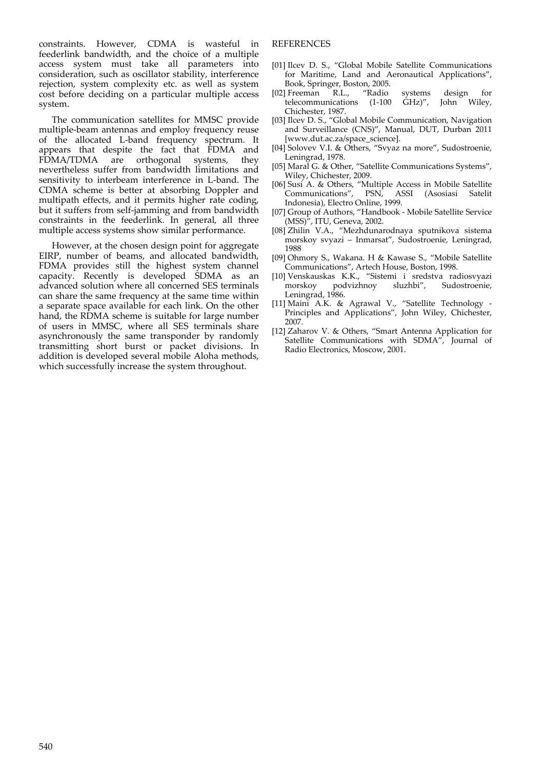constraints. However, CDMA is wasteful in feederlink bandwidth, and the choice of a multiple access system must take all parameters into consideration, such as oscillator stability, interference rejection, system complexity etc. as well as system cost before deciding on a particular multiple access system.

The communication satellites for MMSC provide multiple-beam antennas and employ frequency reuse of the allocated L-band frequency spectrum. It appears that despite the fact that FDMA and FDMA/TDMA are orthogonal systems, they nevertheless suffer from bandwidth limitations and sensitivity to interbeam interference in L-band. The CDMA scheme is better at absorbing Doppler and multipath effects, and it permits higher rate coding, but it suffers from self-jamming and from bandwidth constraints in the feederlink. In general, all three multiple access systems show similar performance.

However, at the chosen design point for aggregate EIRP, number of beams, and allocated bandwidth, FDMA provides still the highest system channel capacity. Recently is developed SDMA as an advanced solution where all concerned SES terminals can share the same frequency at the same time within a separate space available for each link. On the other hand, the RDMA scheme is suitable for large number of users in MMSC, where all SES terminals share asynchronously the same transponder by randomly transmitting short burst or packet divisions. In addition is developed several mobile Aloha methods, which successfully increase the system throughout.

REFERENCES

[01] Ilcev D. S., "Global Mobile Satellite Communications for Maritime, Land and Aeronautical Applications", Book, Springer, Boston, 2005.

[02] Freeman R.L., "Radio systems design for telecommunications (1-100 GHz)", John Wiley, Chichester, 1987.

[03] Ilcev D. S., "Global Mobile Communication, Navigation and Surveillance (CNS)", Manual, DUT, Durban 2011 [www.dut.ac.za/space_science].

[04] Solovev V.I. & Others, "Svyaz na more", Sudostroenie, Leningrad, 1978.

[05] Maral G. & Other, "Satellite Communications Systems", Wiley, Chichester, 2009.

[06] Susi A. & Others, "Multiple Access in Mobile Satellite Communications", PSN, ASSI (Asosiasi Satelit Indonesia), Electro Online, 1999.

[07] Group of Authors, "Handbook - Mobile Satellite Service (MSS)", ITU, Geneva, 2002.

[08] Zhilin V.A., "Mezhdunarodnaya sputnikova sistema morskoy svyazi – Inmarsat", Sudostroenie, Leningrad, 1988

[09] Ohmory S., Wakana. H & Kawase S., "Mobile Satellite Communications", Artech House, Boston, 1998.

[10] Venskauskas K.K., "Sistemi i sredstva radiosvyazi morskoy podvizhnoy sluzhbi", Sudostroenie, Leningrad, 1986.

[11] Maini A.K. & Agrawal V., "Satellite Technology - Principles and Applications", John Wiley, Chichester, 2007.

[12] Zaharov V. & Others, "Smart Antenna Application for Satellite Communications with SDMA", Journal of Radio Electronics, Moscow, 2001.